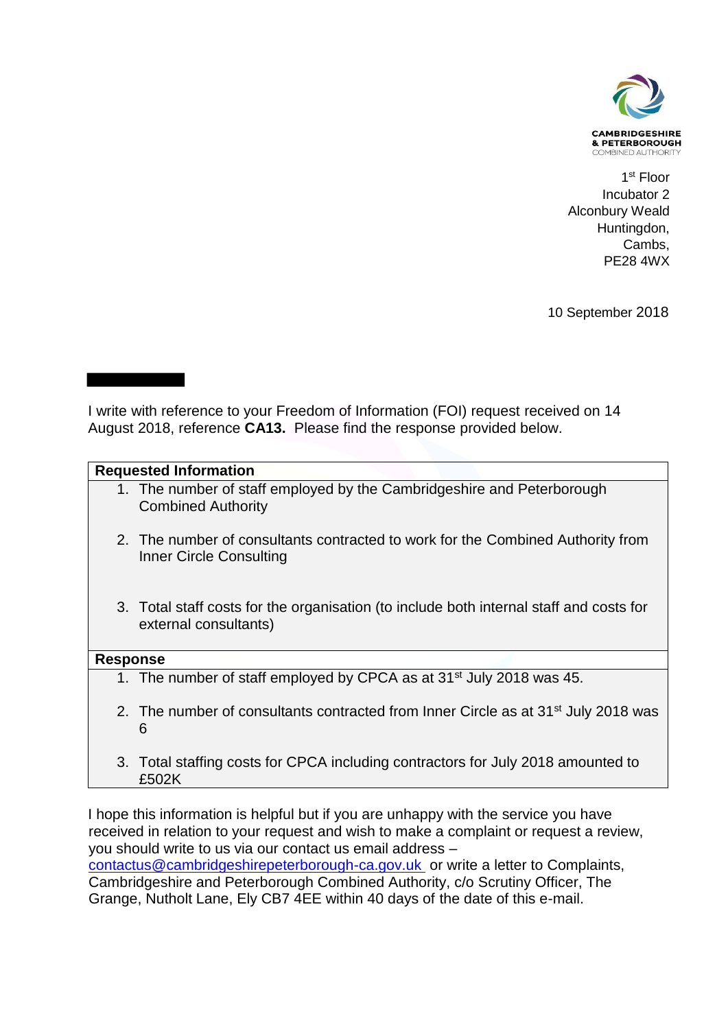CAMBRIDGESHIRE
& PETERBOROUGH
COMBINED AUTHORITY

1st Floor
Incubator 2
Alconbury Weald
Huntingdon,
Cambs,
PE28 4WX

10 September 2018

I write with reference to your Freedom of Information (FOI) request received on 14 August 2018, reference **CA13.** Please find the response provided below.

| **Requested Information** |
|---|
| 1. The number of staff employed by the Cambridgeshire and Peterborough Combined Authority<br>2. The number of consultants contracted to work for the Combined Authority from Inner Circle Consulting<br>3. Total staff costs for the organisation (to include both internal staff and costs for external consultants) |
| **Response** |
| 1. The number of staff employed by CPCA as at 31st July 2018 was 45.<br>2. The number of consultants contracted from Inner Circle as at 31st July 2018 was 6<br>3. Total staffing costs for CPCA including contractors for July 2018 amounted to £502K |

I hope this information is helpful but if you are unhappy with the service you have received in relation to your request and wish to make a complaint or request a review, you should write to us via our contact us email address – contactus@cambridgeshirepeterborough-ca.gov.uk or write a letter to Complaints, Cambridgeshire and Peterborough Combined Authority, c/o Scrutiny Officer, The Grange, Nutholt Lane, Ely CB7 4EE within 40 days of the date of this e-mail.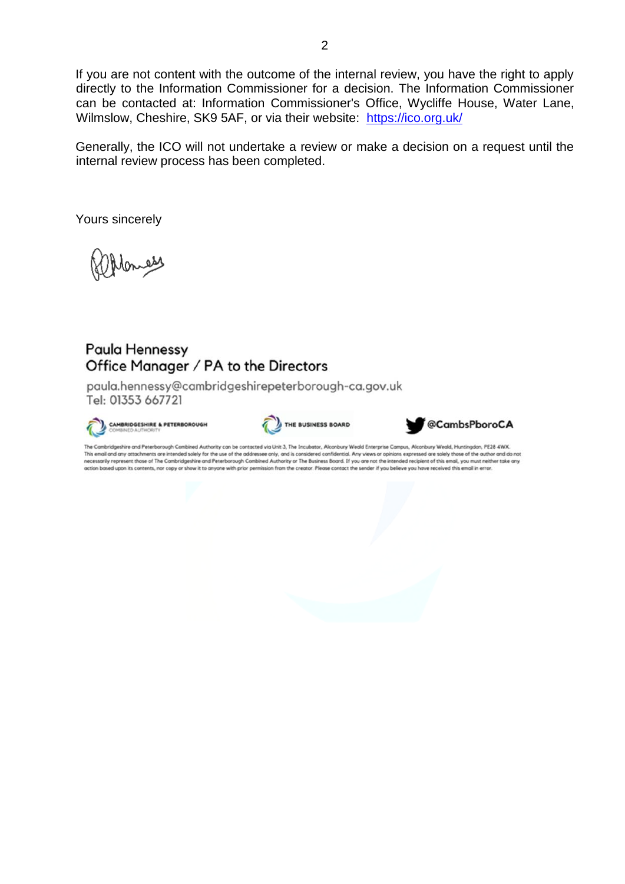If you are not content with the outcome of the internal review, you have the right to apply directly to the Information Commissioner for a decision. The Information Commissioner can be contacted at: Information Commissioner's Office, Wycliffe House, Water Lane, Wilmslow, Cheshire, SK9 5AF, or via their website: https://ico.org.uk/

Generally, the ICO will not undertake a review or make a decision on a request until the internal review process has been completed.

Yours sincerely

Paula Hennessy
Office Manager / PA to the Directors

paula.hennessy@cambridgeshirepeterborough-ca.gov.uk
Tel: 01353 667721

CAMBRIDGESHIRE & PETERBOROUGH COMBINED AUTHORITY

THE BUSINESS BOARD

@CambsPboroCA

The Cambridgeshire and Peterborough Combined Authority can be contacted via Unit 3, The Incubator, Alconbury Weald Enterprise Campus, Alconbury Weald, Huntingdon, PE28 4WX. This email and any attachments are intended solely for the use of the addressee only, and is considered confidential. Any views or opinions expressed are solely those of the author and do not necessarily represent those of The Cambridgeshire and Peterborough Combined Authority or The Business Board. If you are not the intended recipient of this email, you must neither take any action based upon its contents, nor copy or show it to anyone with prior permission from the creator. Please contact the sender if you believe you have received this email in error.